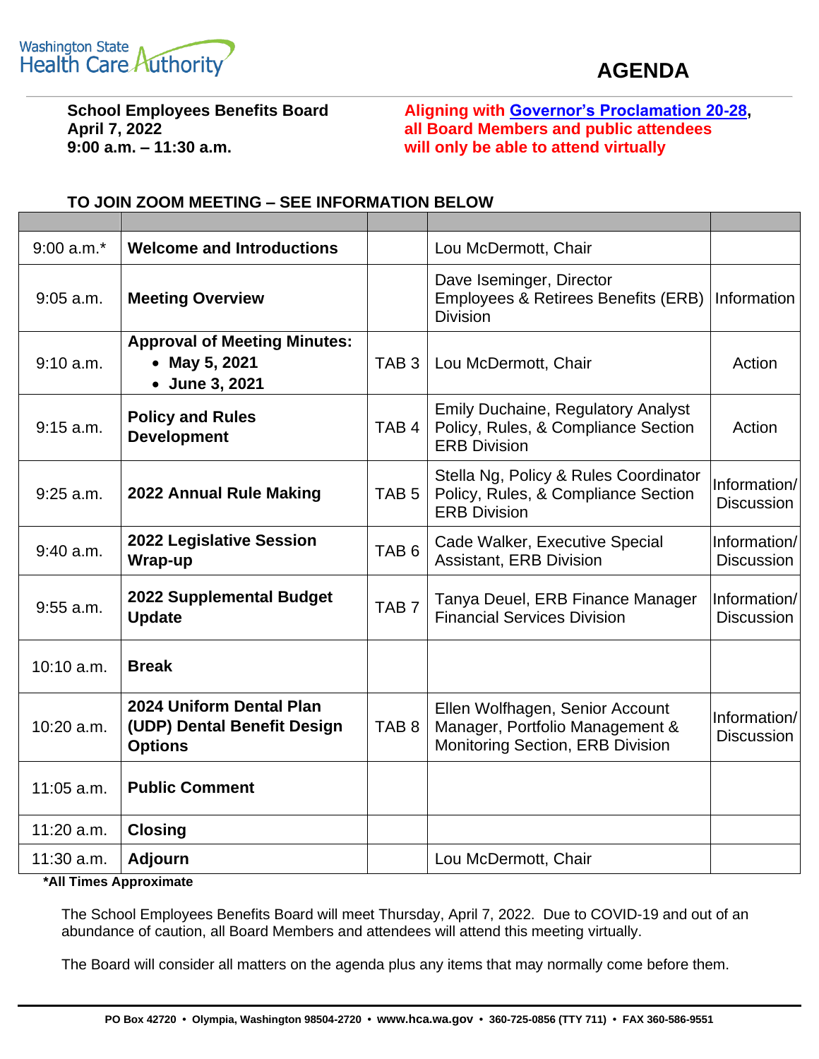Washington State Health Care Authority

# AGENDA

**School Employees Benefits Board**
**April 7, 2022**
**9:00 a.m. – 11:30 a.m.**

**Aligning with [Governor's Proclamation 20-28](), all Board Members and public attendees will only be able to attend virtually**

**TO JOIN ZOOM MEETING – SEE INFORMATION BELOW**

| | | | | |
|---|---|---|---|---|
| 9:00 a.m.* | **Welcome and Introductions** | | Lou McDermott, Chair | |
| 9:05 a.m. | **Meeting Overview** | | Dave Iseminger, Director<br>Employees & Retirees Benefits (ERB) Division | Information |
| 9:10 a.m. | **Approval of Meeting Minutes:**<br>• **May 5, 2021**<br>• **June 3, 2021** | TAB 3 | Lou McDermott, Chair | Action |
| 9:15 a.m. | **Policy and Rules Development** | TAB 4 | Emily Duchaine, Regulatory Analyst<br>Policy, Rules, & Compliance Section<br>ERB Division | Action |
| 9:25 a.m. | **2022 Annual Rule Making** | TAB 5 | Stella Ng, Policy & Rules Coordinator<br>Policy, Rules, & Compliance Section<br>ERB Division | Information/ Discussion |
| 9:40 a.m. | **2022 Legislative Session Wrap-up** | TAB 6 | Cade Walker, Executive Special Assistant, ERB Division | Information/ Discussion |
| 9:55 a.m. | **2022 Supplemental Budget Update** | TAB 7 | Tanya Deuel, ERB Finance Manager<br>Financial Services Division | Information/ Discussion |
| 10:10 a.m. | **Break** | | | |
| 10:20 a.m. | **2024 Uniform Dental Plan (UDP) Dental Benefit Design Options** | TAB 8 | Ellen Wolfhagen, Senior Account Manager, Portfolio Management & Monitoring Section, ERB Division | Information/ Discussion |
| 11:05 a.m. | **Public Comment** | | | |
| 11:20 a.m. | **Closing** | | | |
| 11:30 a.m. | **Adjourn** | | Lou McDermott, Chair | |

***All Times Approximate**

The School Employees Benefits Board will meet Thursday, April 7, 2022. Due to COVID-19 and out of an abundance of caution, all Board Members and attendees will attend this meeting virtually.

The Board will consider all matters on the agenda plus any items that may normally come before them.

PO Box 42720 • Olympia, Washington 98504-2720 • www.hca.wa.gov • 360-725-0856 (TTY 711) • FAX 360-586-9551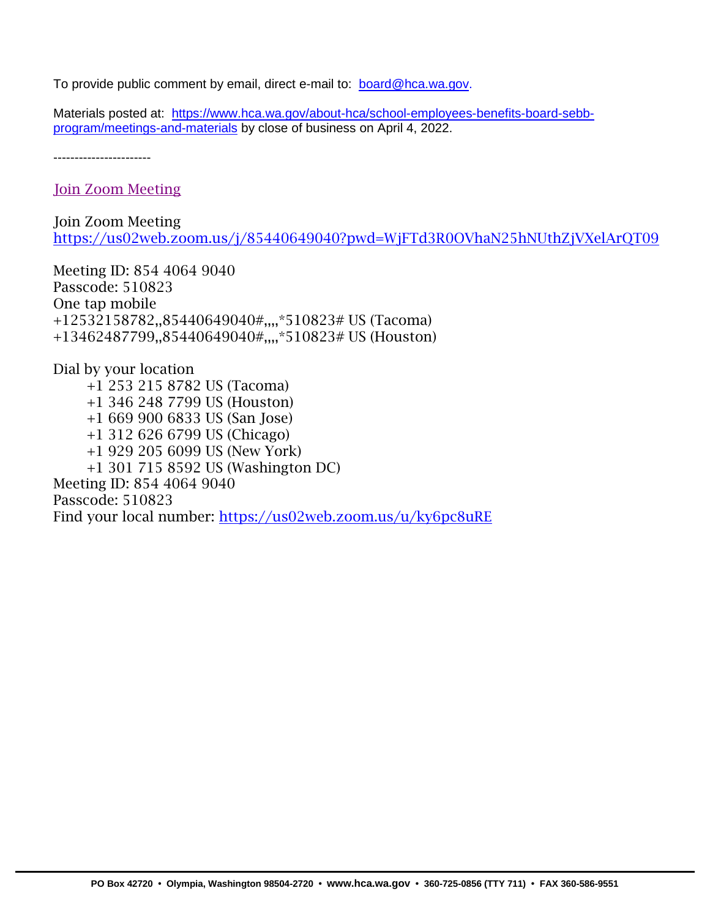To provide public comment by email, direct e-mail to: board@hca.wa.gov.

Materials posted at: https://www.hca.wa.gov/about-hca/school-employees-benefits-board-sebb-program/meetings-and-materials by close of business on April 4, 2022.

----------------------

Join Zoom Meeting

Join Zoom Meeting
https://us02web.zoom.us/j/85440649040?pwd=WjFTd3R0OVhaN25hNUthZjVXelArQT09

Meeting ID: 854 4064 9040
Passcode: 510823
One tap mobile
+12532158782,,85440649040#,,,,*510823# US (Tacoma)
+13462487799,,85440649040#,,,,*510823# US (Houston)

Dial by your location
- +1 253 215 8782 US (Tacoma)
- +1 346 248 7799 US (Houston)
- +1 669 900 6833 US (San Jose)
- +1 312 626 6799 US (Chicago)
- +1 929 205 6099 US (New York)
- +1 301 715 8592 US (Washington DC)

Meeting ID: 854 4064 9040
Passcode: 510823
Find your local number: https://us02web.zoom.us/u/ky6pc8uRE